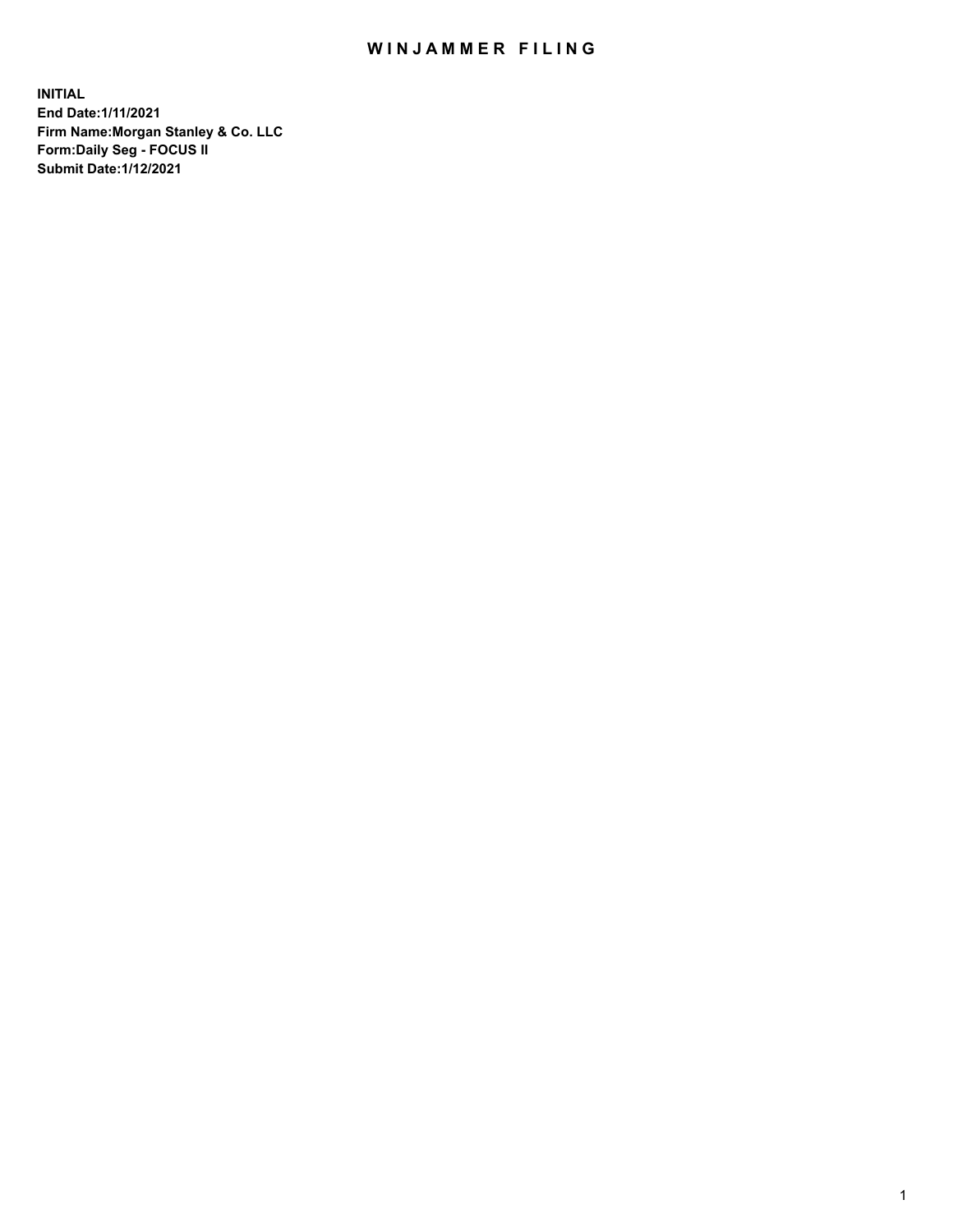# WINJAMMER FILING

**INITIAL**
**End Date:1/11/2021**
**Firm Name:Morgan Stanley & Co. LLC**
**Form:Daily Seg - FOCUS II**
**Submit Date:1/12/2021**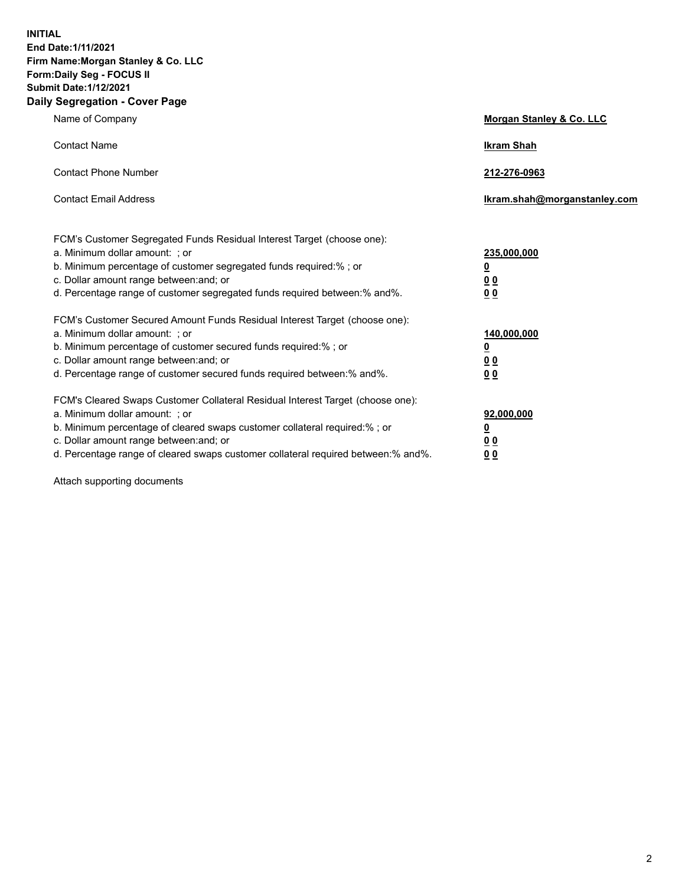**INITIAL**
**End Date:1/11/2021**
**Firm Name:Morgan Stanley & Co. LLC**
**Form:Daily Seg - FOCUS II**
**Submit Date:1/12/2021**

## Daily Segregation - Cover Page

| | |
|---|---|
| Name of Company | **Morgan Stanley & Co. LLC** |
| Contact Name | **Ikram Shah** |
| Contact Phone Number | **212-276-0963** |
| Contact Email Address | **Ikram.shah@morganstanley.com** |

| | |
|---|---|
| FCM's Customer Segregated Funds Residual Interest Target (choose one): | |
| a. Minimum dollar amount: ; or | **235,000,000** |
| b. Minimum percentage of customer segregated funds required:% ; or | **0** |
| c. Dollar amount range between:and; or | **0 0** |
| d. Percentage range of customer segregated funds required between:% and%. | **0 0** |
| FCM's Customer Secured Amount Funds Residual Interest Target (choose one): | |
| a. Minimum dollar amount: ; or | **140,000,000** |
| b. Minimum percentage of customer secured funds required:% ; or | **0** |
| c. Dollar amount range between:and; or | **0 0** |
| d. Percentage range of customer secured funds required between:% and%. | **0 0** |
| FCM's Cleared Swaps Customer Collateral Residual Interest Target (choose one): | |
| a. Minimum dollar amount: ; or | **92,000,000** |
| b. Minimum percentage of cleared swaps customer collateral required:% ; or | **0** |
| c. Dollar amount range between:and; or | **0 0** |
| d. Percentage range of cleared swaps customer collateral required between:% and%. | **0 0** |

Attach supporting documents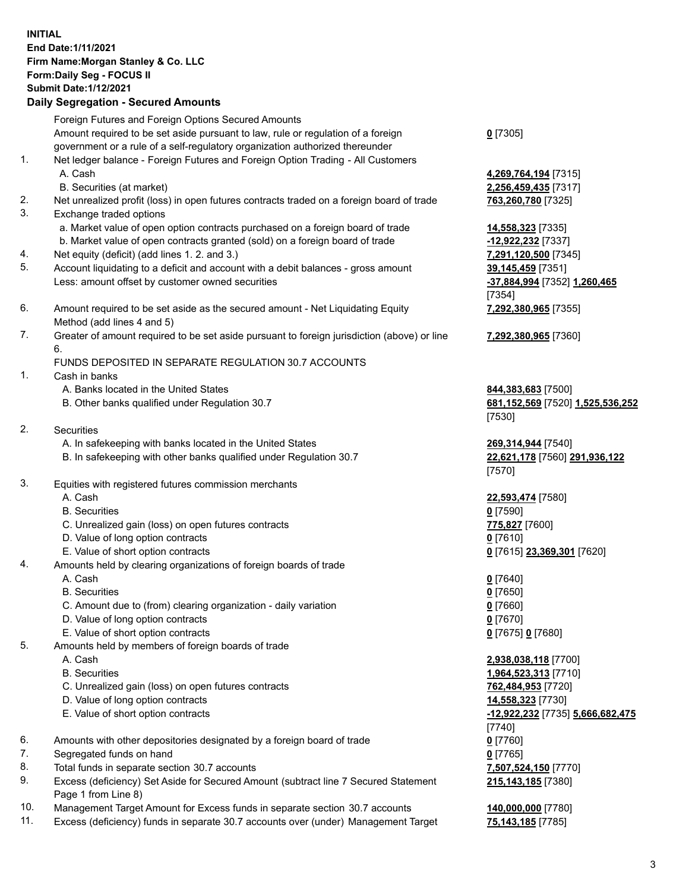**INITIAL**
**End Date:1/11/2021**
**Firm Name:Morgan Stanley & Co. LLC**
**Form:Daily Seg - FOCUS II**
**Submit Date:1/12/2021**

### Daily Segregation - Secured Amounts

| | | |
|---|---|---|
| | Foreign Futures and Foreign Options Secured Amounts | |
| | Amount required to be set aside pursuant to law, rule or regulation of a foreign government or a rule of a self-regulatory organization authorized thereunder | **0** [7305] |
| 1. | Net ledger balance - Foreign Futures and Foreign Option Trading - All Customers | |
| | A. Cash | **4,269,764,194** [7315] |
| | B. Securities (at market) | **2,256,459,435** [7317] |
| 2. | Net unrealized profit (loss) in open futures contracts traded on a foreign board of trade | **763,260,780** [7325] |
| 3. | Exchange traded options | |
| | a. Market value of open option contracts purchased on a foreign board of trade | **14,558,323** [7335] |
| | b. Market value of open contracts granted (sold) on a foreign board of trade | **-12,922,232** [7337] |
| 4. | Net equity (deficit) (add lines 1. 2. and 3.) | **7,291,120,500** [7345] |
| 5. | Account liquidating to a deficit and account with a debit balances - gross amount | **39,145,459** [7351] |
| | Less: amount offset by customer owned securities | **-37,884,994** [7352] **1,260,465** [7354] |
| 6. | Amount required to be set aside as the secured amount - Net Liquidating Equity Method (add lines 4 and 5) | **7,292,380,965** [7355] |
| 7. | Greater of amount required to be set aside pursuant to foreign jurisdiction (above) or line 6. | **7,292,380,965** [7360] |
| | FUNDS DEPOSITED IN SEPARATE REGULATION 30.7 ACCOUNTS | |
| 1. | Cash in banks | |
| | A. Banks located in the United States | **844,383,683** [7500] |
| | B. Other banks qualified under Regulation 30.7 | **681,152,569** [7520] **1,525,536,252** [7530] |
| 2. | Securities | |
| | A. In safekeeping with banks located in the United States | **269,314,944** [7540] |
| | B. In safekeeping with other banks qualified under Regulation 30.7 | **22,621,178** [7560] **291,936,122** [7570] |
| 3. | Equities with registered futures commission merchants | |
| | A. Cash | **22,593,474** [7580] |
| | B. Securities | **0** [7590] |
| | C. Unrealized gain (loss) on open futures contracts | **775,827** [7600] |
| | D. Value of long option contracts | **0** [7610] |
| | E. Value of short option contracts | **0** [7615] **23,369,301** [7620] |
| 4. | Amounts held by clearing organizations of foreign boards of trade | |
| | A. Cash | **0** [7640] |
| | B. Securities | **0** [7650] |
| | C. Amount due to (from) clearing organization - daily variation | **0** [7660] |
| | D. Value of long option contracts | **0** [7670] |
| | E. Value of short option contracts | **0** [7675] **0** [7680] |
| 5. | Amounts held by members of foreign boards of trade | |
| | A. Cash | **2,938,038,118** [7700] |
| | B. Securities | **1,964,523,313** [7710] |
| | C. Unrealized gain (loss) on open futures contracts | **762,484,953** [7720] |
| | D. Value of long option contracts | **14,558,323** [7730] |
| | E. Value of short option contracts | **-12,922,232** [7735] **5,666,682,475** [7740] |
| 6. | Amounts with other depositories designated by a foreign board of trade | **0** [7760] |
| 7. | Segregated funds on hand | **0** [7765] |
| 8. | Total funds in separate section 30.7 accounts | **7,507,524,150** [7770] |
| 9. | Excess (deficiency) Set Aside for Secured Amount (subtract line 7 Secured Statement Page 1 from Line 8) | **215,143,185** [7380] |
| 10. | Management Target Amount for Excess funds in separate section 30.7 accounts | **140,000,000** [7780] |
| 11. | Excess (deficiency) funds in separate 30.7 accounts over (under) Management Target | **75,143,185** [7785] |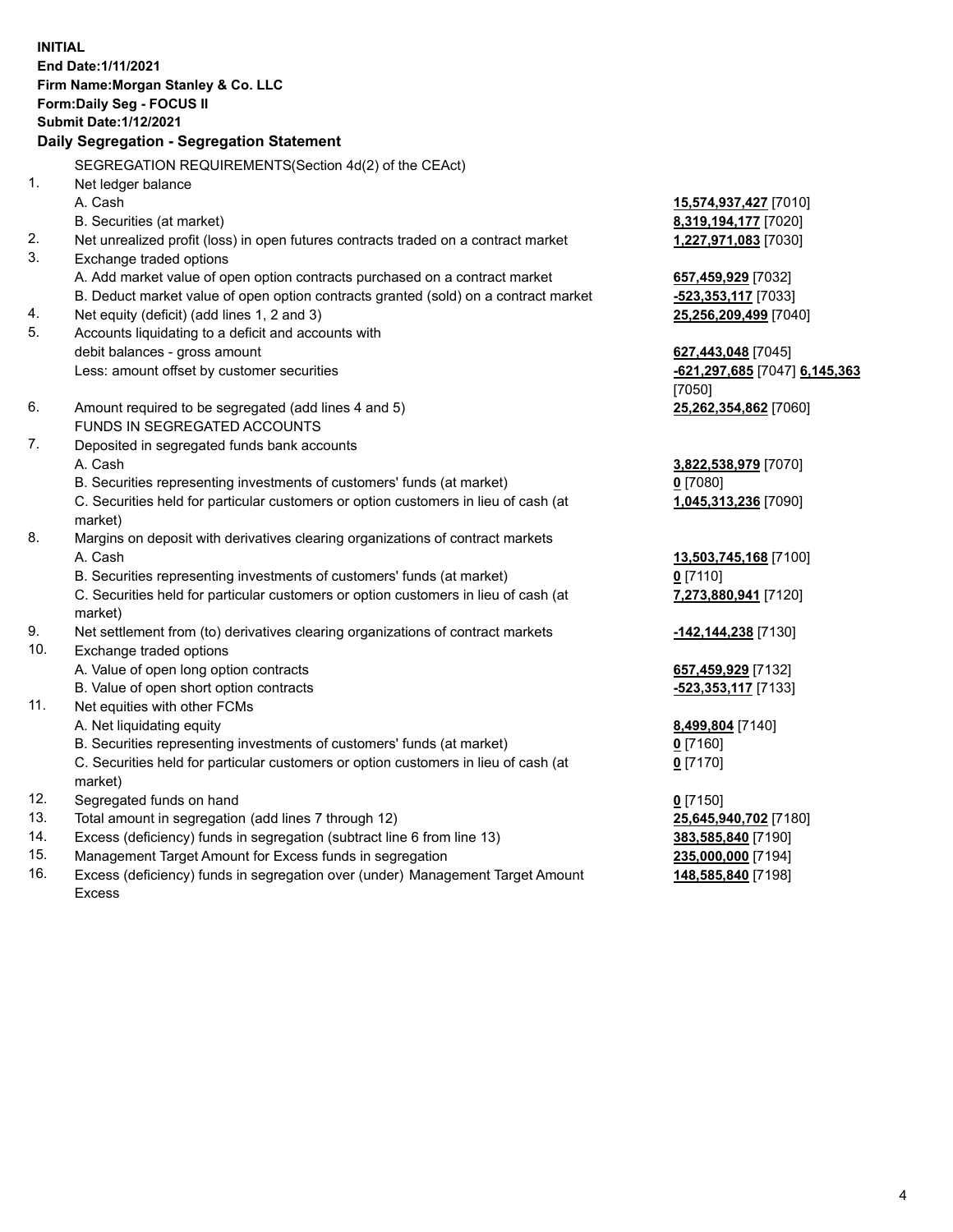**INITIAL**
**End Date:1/11/2021**
**Firm Name:Morgan Stanley & Co. LLC**
**Form:Daily Seg - FOCUS II**
**Submit Date:1/12/2021**

**Daily Segregation - Segregation Statement**

SEGREGATION REQUIREMENTS(Section 4d(2) of the CEAct)

| | | |
|---|---|---|
| 1. | Net ledger balance | |
| | A. Cash | **15,574,937,427** [7010] |
| | B. Securities (at market) | **8,319,194,177** [7020] |
| 2. | Net unrealized profit (loss) in open futures contracts traded on a contract market | **1,227,971,083** [7030] |
| 3. | Exchange traded options | |
| | A. Add market value of open option contracts purchased on a contract market | **657,459,929** [7032] |
| | B. Deduct market value of open option contracts granted (sold) on a contract market | **-523,353,117** [7033] |
| 4. | Net equity (deficit) (add lines 1, 2 and 3) | **25,256,209,499** [7040] |
| 5. | Accounts liquidating to a deficit and accounts with debit balances - gross amount | **627,443,048** [7045] |
| | Less: amount offset by customer securities | **-621,297,685** [7047] **6,145,363** [7050] |
| 6. | Amount required to be segregated (add lines 4 and 5) | **25,262,354,862** [7060] |
| | FUNDS IN SEGREGATED ACCOUNTS | |
| 7. | Deposited in segregated funds bank accounts | |
| | A. Cash | **3,822,538,979** [7070] |
| | B. Securities representing investments of customers' funds (at market) | **0** [7080] |
| | C. Securities held for particular customers or option customers in lieu of cash (at market) | **1,045,313,236** [7090] |
| 8. | Margins on deposit with derivatives clearing organizations of contract markets | |
| | A. Cash | **13,503,745,168** [7100] |
| | B. Securities representing investments of customers' funds (at market) | **0** [7110] |
| | C. Securities held for particular customers or option customers in lieu of cash (at market) | **7,273,880,941** [7120] |
| 9. | Net settlement from (to) derivatives clearing organizations of contract markets | **-142,144,238** [7130] |
| 10. | Exchange traded options | |
| | A. Value of open long option contracts | **657,459,929** [7132] |
| | B. Value of open short option contracts | **-523,353,117** [7133] |
| 11. | Net equities with other FCMs | |
| | A. Net liquidating equity | **8,499,804** [7140] |
| | B. Securities representing investments of customers' funds (at market) | **0** [7160] |
| | C. Securities held for particular customers or option customers in lieu of cash (at market) | **0** [7170] |
| 12. | Segregated funds on hand | **0** [7150] |
| 13. | Total amount in segregation (add lines 7 through 12) | **25,645,940,702** [7180] |
| 14. | Excess (deficiency) funds in segregation (subtract line 6 from line 13) | **383,585,840** [7190] |
| 15. | Management Target Amount for Excess funds in segregation | **235,000,000** [7194] |
| 16. | Excess (deficiency) funds in segregation over (under) Management Target Amount Excess | **148,585,840** [7198] |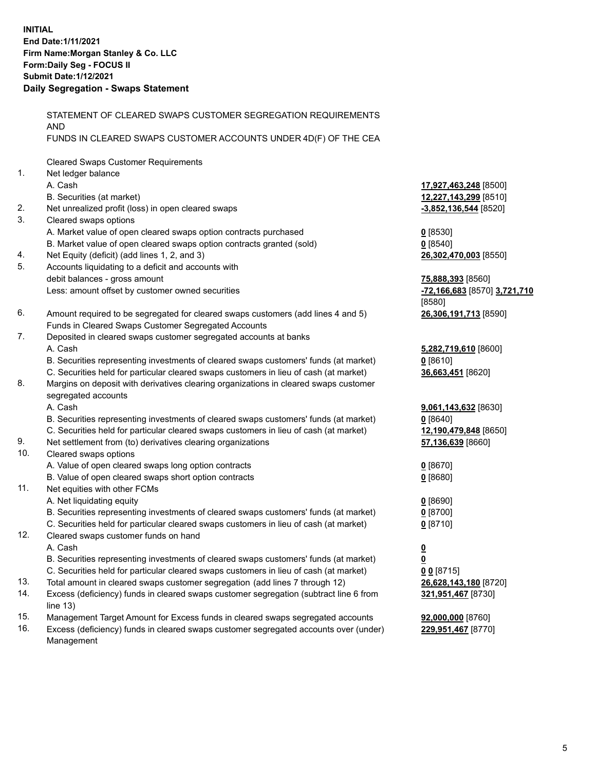**INITIAL**
**End Date:1/11/2021**
**Firm Name:Morgan Stanley & Co. LLC**
**Form:Daily Seg - FOCUS II**
**Submit Date:1/12/2021**
**Daily Segregation - Swaps Statement**

STATEMENT OF CLEARED SWAPS CUSTOMER SEGREGATION REQUIREMENTS AND
FUNDS IN CLEARED SWAPS CUSTOMER ACCOUNTS UNDER 4D(F) OF THE CEA

| | | |
|---|---|---|
| | Cleared Swaps Customer Requirements | |
| 1. | Net ledger balance | |
| | A. Cash | **17,927,463,248** [8500] |
| | B. Securities (at market) | **12,227,143,299** [8510] |
| 2. | Net unrealized profit (loss) in open cleared swaps | **-3,852,136,544** [8520] |
| 3. | Cleared swaps options | |
| | A. Market value of open cleared swaps option contracts purchased | **0** [8530] |
| | B. Market value of open cleared swaps option contracts granted (sold) | **0** [8540] |
| 4. | Net Equity (deficit) (add lines 1, 2, and 3) | **26,302,470,003** [8550] |
| 5. | Accounts liquidating to a deficit and accounts with debit balances - gross amount | **75,888,393** [8560] |
| | Less: amount offset by customer owned securities | **-72,166,683** [8570] **3,721,710** [8580] |
| 6. | Amount required to be segregated for cleared swaps customers (add lines 4 and 5) | **26,306,191,713** [8590] |
| | Funds in Cleared Swaps Customer Segregated Accounts | |
| 7. | Deposited in cleared swaps customer segregated accounts at banks | |
| | A. Cash | **5,282,719,610** [8600] |
| | B. Securities representing investments of cleared swaps customers' funds (at market) | **0** [8610] |
| | C. Securities held for particular cleared swaps customers in lieu of cash (at market) | **36,663,451** [8620] |
| 8. | Margins on deposit with derivatives clearing organizations in cleared swaps customer segregated accounts | |
| | A. Cash | **9,061,143,632** [8630] |
| | B. Securities representing investments of cleared swaps customers' funds (at market) | **0** [8640] |
| | C. Securities held for particular cleared swaps customers in lieu of cash (at market) | **12,190,479,848** [8650] |
| 9. | Net settlement from (to) derivatives clearing organizations | **57,136,639** [8660] |
| 10. | Cleared swaps options | |
| | A. Value of open cleared swaps long option contracts | **0** [8670] |
| | B. Value of open cleared swaps short option contracts | **0** [8680] |
| 11. | Net equities with other FCMs | |
| | A. Net liquidating equity | **0** [8690] |
| | B. Securities representing investments of cleared swaps customers' funds (at market) | **0** [8700] |
| | C. Securities held for particular cleared swaps customers in lieu of cash (at market) | **0** [8710] |
| 12. | Cleared swaps customer funds on hand | |
| | A. Cash | **0** |
| | B. Securities representing investments of cleared swaps customers' funds (at market) | **0** |
| | C. Securities held for particular cleared swaps customers in lieu of cash (at market) | **0** **0** [8715] |
| 13. | Total amount in cleared swaps customer segregation (add lines 7 through 12) | **26,628,143,180** [8720] |
| 14. | Excess (deficiency) funds in cleared swaps customer segregation (subtract line 6 from line 13) | **321,951,467** [8730] |
| 15. | Management Target Amount for Excess funds in cleared swaps segregated accounts | **92,000,000** [8760] |
| 16. | Excess (deficiency) funds in cleared swaps customer segregated accounts over (under) Management | **229,951,467** [8770] |